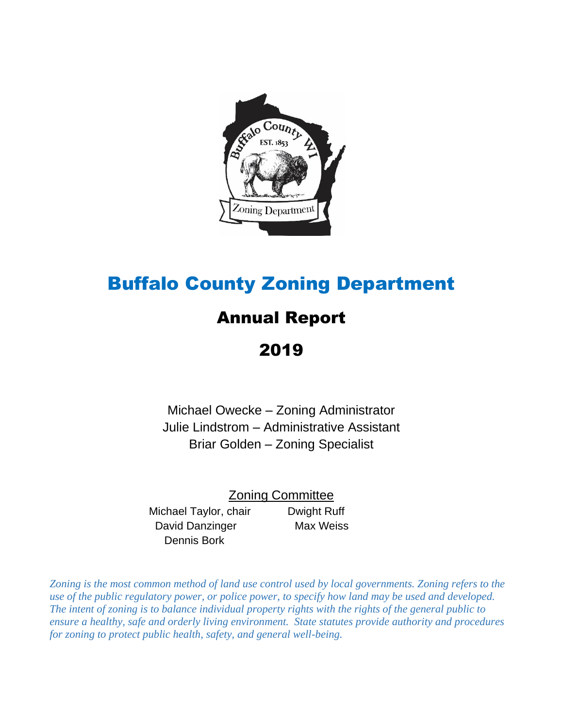# Buffalo County Zoning Department

## Annual Report

## 2019

Michael Owecke – Zoning Administrator
Julie Lindstrom – Administrative Assistant
Briar Golden – Zoning Specialist

Zoning Committee

Michael Taylor, chair
David Danzinger
Dennis Bork
Dwight Ruff
Max Weiss

*Zoning is the most common method of land use control used by local governments. Zoning refers to the use of the public regulatory power, or police power, to specify how land may be used and developed. The intent of zoning is to balance individual property rights with the rights of the general public to ensure a healthy, safe and orderly living environment. State statutes provide authority and procedures for zoning to protect public health, safety, and general well-being.*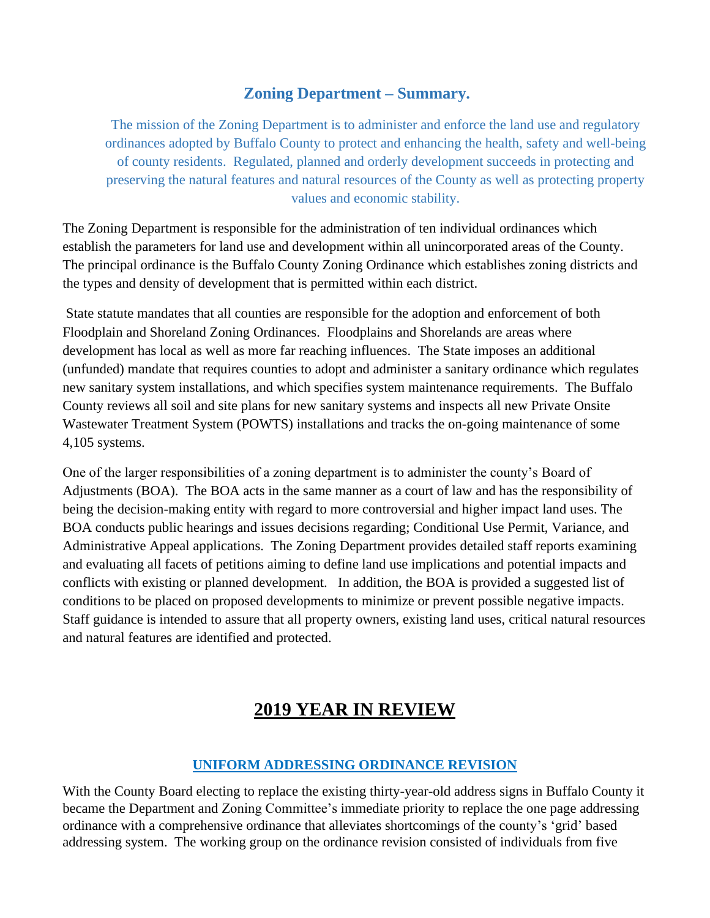## Zoning Department – Summary.

The mission of the Zoning Department is to administer and enforce the land use and regulatory ordinances adopted by Buffalo County to protect and enhancing the health, safety and well-being of county residents. Regulated, planned and orderly development succeeds in protecting and preserving the natural features and natural resources of the County as well as protecting property values and economic stability.

The Zoning Department is responsible for the administration of ten individual ordinances which establish the parameters for land use and development within all unincorporated areas of the County. The principal ordinance is the Buffalo County Zoning Ordinance which establishes zoning districts and the types and density of development that is permitted within each district.

State statute mandates that all counties are responsible for the adoption and enforcement of both Floodplain and Shoreland Zoning Ordinances. Floodplains and Shorelands are areas where development has local as well as more far reaching influences. The State imposes an additional (unfunded) mandate that requires counties to adopt and administer a sanitary ordinance which regulates new sanitary system installations, and which specifies system maintenance requirements. The Buffalo County reviews all soil and site plans for new sanitary systems and inspects all new Private Onsite Wastewater Treatment System (POWTS) installations and tracks the on-going maintenance of some 4,105 systems.

One of the larger responsibilities of a zoning department is to administer the county's Board of Adjustments (BOA). The BOA acts in the same manner as a court of law and has the responsibility of being the decision-making entity with regard to more controversial and higher impact land uses. The BOA conducts public hearings and issues decisions regarding; Conditional Use Permit, Variance, and Administrative Appeal applications. The Zoning Department provides detailed staff reports examining and evaluating all facets of petitions aiming to define land use implications and potential impacts and conflicts with existing or planned development. In addition, the BOA is provided a suggested list of conditions to be placed on proposed developments to minimize or prevent possible negative impacts. Staff guidance is intended to assure that all property owners, existing land uses, critical natural resources and natural features are identified and protected.

# 2019 YEAR IN REVIEW

### UNIFORM ADDRESSING ORDINANCE REVISION

With the County Board electing to replace the existing thirty-year-old address signs in Buffalo County it became the Department and Zoning Committee's immediate priority to replace the one page addressing ordinance with a comprehensive ordinance that alleviates shortcomings of the county's 'grid' based addressing system. The working group on the ordinance revision consisted of individuals from five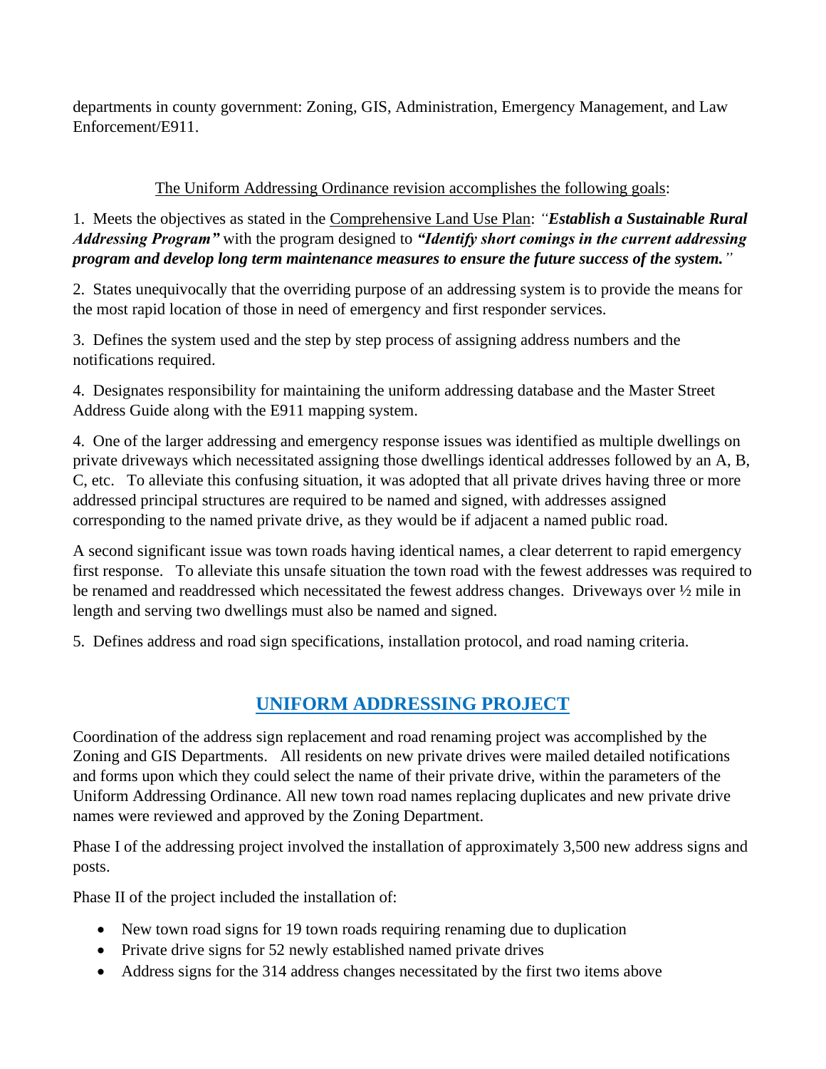departments in county government: Zoning, GIS, Administration, Emergency Management, and Law Enforcement/E911.

<u>The Uniform Addressing Ordinance revision accomplishes the following goals</u>:

1. Meets the objectives as stated in the <u>Comprehensive Land Use Plan</u>: *"**Establish a Sustainable Rural Addressing Program"*** with the program designed to ***"Identify short comings in the current addressing program and develop long term maintenance measures to ensure the future success of the system."***

2. States unequivocally that the overriding purpose of an addressing system is to provide the means for the most rapid location of those in need of emergency and first responder services.

3. Defines the system used and the step by step process of assigning address numbers and the notifications required.

4. Designates responsibility for maintaining the uniform addressing database and the Master Street Address Guide along with the E911 mapping system.

4. One of the larger addressing and emergency response issues was identified as multiple dwellings on private driveways which necessitated assigning those dwellings identical addresses followed by an A, B, C, etc. To alleviate this confusing situation, it was adopted that all private drives having three or more addressed principal structures are required to be named and signed, with addresses assigned corresponding to the named private drive, as they would be if adjacent a named public road.

A second significant issue was town roads having identical names, a clear deterrent to rapid emergency first response. To alleviate this unsafe situation the town road with the fewest addresses was required to be renamed and readdressed which necessitated the fewest address changes. Driveways over ½ mile in length and serving two dwellings must also be named and signed.

5. Defines address and road sign specifications, installation protocol, and road naming criteria.

## UNIFORM ADDRESSING PROJECT

Coordination of the address sign replacement and road renaming project was accomplished by the Zoning and GIS Departments. All residents on new private drives were mailed detailed notifications and forms upon which they could select the name of their private drive, within the parameters of the Uniform Addressing Ordinance. All new town road names replacing duplicates and new private drive names were reviewed and approved by the Zoning Department.

Phase I of the addressing project involved the installation of approximately 3,500 new address signs and posts.

Phase II of the project included the installation of:

- New town road signs for 19 town roads requiring renaming due to duplication
- Private drive signs for 52 newly established named private drives
- Address signs for the 314 address changes necessitated by the first two items above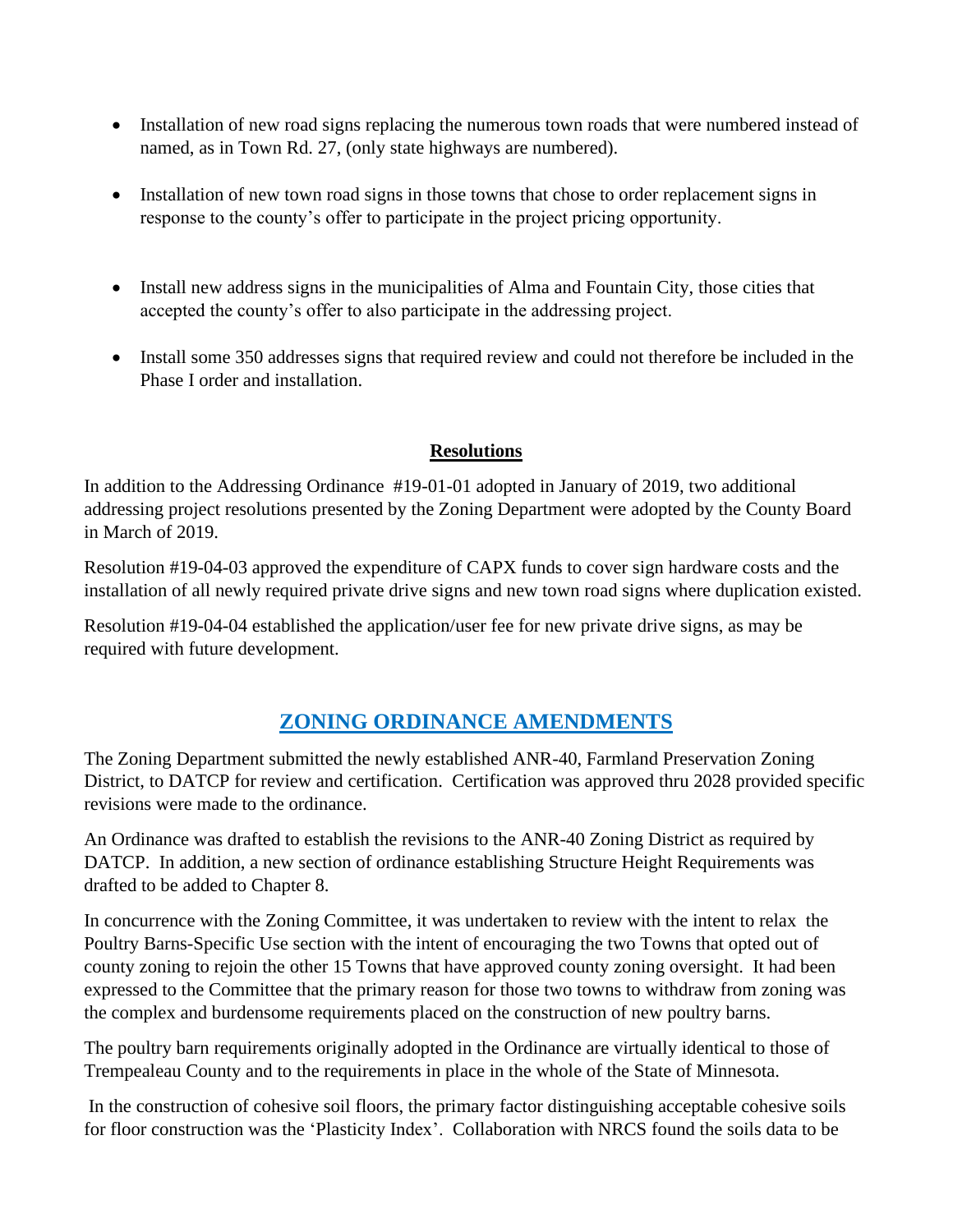- Installation of new road signs replacing the numerous town roads that were numbered instead of named, as in Town Rd. 27, (only state highways are numbered).

- Installation of new town road signs in those towns that chose to order replacement signs in response to the county's offer to participate in the project pricing opportunity.

- Install new address signs in the municipalities of Alma and Fountain City, those cities that accepted the county's offer to also participate in the addressing project.

- Install some 350 addresses signs that required review and could not therefore be included in the Phase I order and installation.

### Resolutions

In addition to the Addressing Ordinance #19-01-01 adopted in January of 2019, two additional addressing project resolutions presented by the Zoning Department were adopted by the County Board in March of 2019.

Resolution #19-04-03 approved the expenditure of CAPX funds to cover sign hardware costs and the installation of all newly required private drive signs and new town road signs where duplication existed.

Resolution #19-04-04 established the application/user fee for new private drive signs, as may be required with future development.

## ZONING ORDINANCE AMENDMENTS

The Zoning Department submitted the newly established ANR-40, Farmland Preservation Zoning District, to DATCP for review and certification. Certification was approved thru 2028 provided specific revisions were made to the ordinance.

An Ordinance was drafted to establish the revisions to the ANR-40 Zoning District as required by DATCP. In addition, a new section of ordinance establishing Structure Height Requirements was drafted to be added to Chapter 8.

In concurrence with the Zoning Committee, it was undertaken to review with the intent to relax the Poultry Barns-Specific Use section with the intent of encouraging the two Towns that opted out of county zoning to rejoin the other 15 Towns that have approved county zoning oversight. It had been expressed to the Committee that the primary reason for those two towns to withdraw from zoning was the complex and burdensome requirements placed on the construction of new poultry barns.

The poultry barn requirements originally adopted in the Ordinance are virtually identical to those of Trempealeau County and to the requirements in place in the whole of the State of Minnesota.

In the construction of cohesive soil floors, the primary factor distinguishing acceptable cohesive soils for floor construction was the 'Plasticity Index'. Collaboration with NRCS found the soils data to be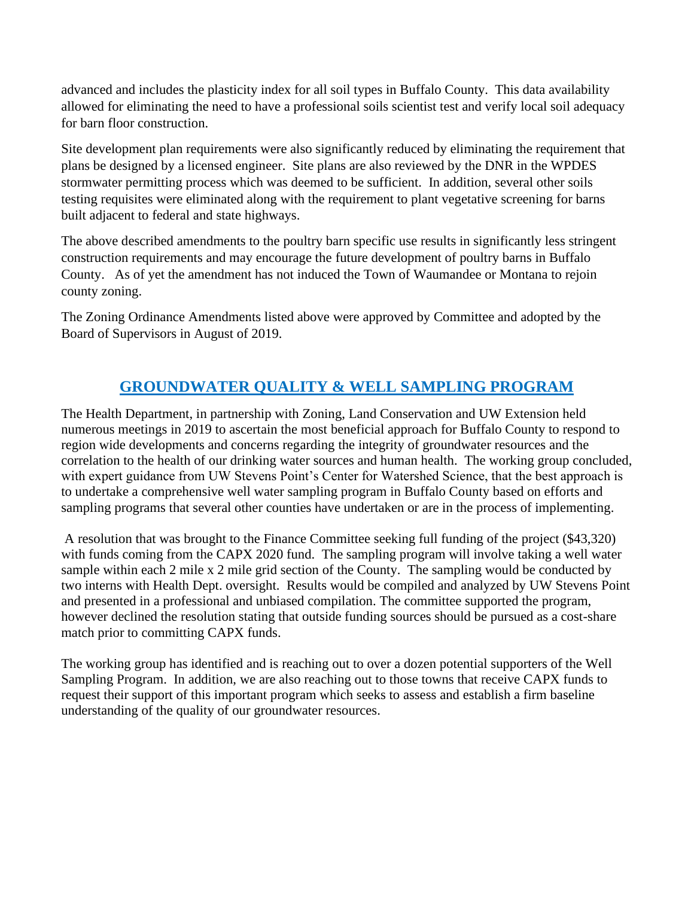advanced and includes the plasticity index for all soil types in Buffalo County. This data availability allowed for eliminating the need to have a professional soils scientist test and verify local soil adequacy for barn floor construction.

Site development plan requirements were also significantly reduced by eliminating the requirement that plans be designed by a licensed engineer. Site plans are also reviewed by the DNR in the WPDES stormwater permitting process which was deemed to be sufficient. In addition, several other soils testing requisites were eliminated along with the requirement to plant vegetative screening for barns built adjacent to federal and state highways.

The above described amendments to the poultry barn specific use results in significantly less stringent construction requirements and may encourage the future development of poultry barns in Buffalo County. As of yet the amendment has not induced the Town of Waumandee or Montana to rejoin county zoning.

The Zoning Ordinance Amendments listed above were approved by Committee and adopted by the Board of Supervisors in August of 2019.

## GROUNDWATER QUALITY & WELL SAMPLING PROGRAM

The Health Department, in partnership with Zoning, Land Conservation and UW Extension held numerous meetings in 2019 to ascertain the most beneficial approach for Buffalo County to respond to region wide developments and concerns regarding the integrity of groundwater resources and the correlation to the health of our drinking water sources and human health. The working group concluded, with expert guidance from UW Stevens Point's Center for Watershed Science, that the best approach is to undertake a comprehensive well water sampling program in Buffalo County based on efforts and sampling programs that several other counties have undertaken or are in the process of implementing.

A resolution that was brought to the Finance Committee seeking full funding of the project ($43,320) with funds coming from the CAPX 2020 fund. The sampling program will involve taking a well water sample within each 2 mile x 2 mile grid section of the County. The sampling would be conducted by two interns with Health Dept. oversight. Results would be compiled and analyzed by UW Stevens Point and presented in a professional and unbiased compilation. The committee supported the program, however declined the resolution stating that outside funding sources should be pursued as a cost-share match prior to committing CAPX funds.

The working group has identified and is reaching out to over a dozen potential supporters of the Well Sampling Program. In addition, we are also reaching out to those towns that receive CAPX funds to request their support of this important program which seeks to assess and establish a firm baseline understanding of the quality of our groundwater resources.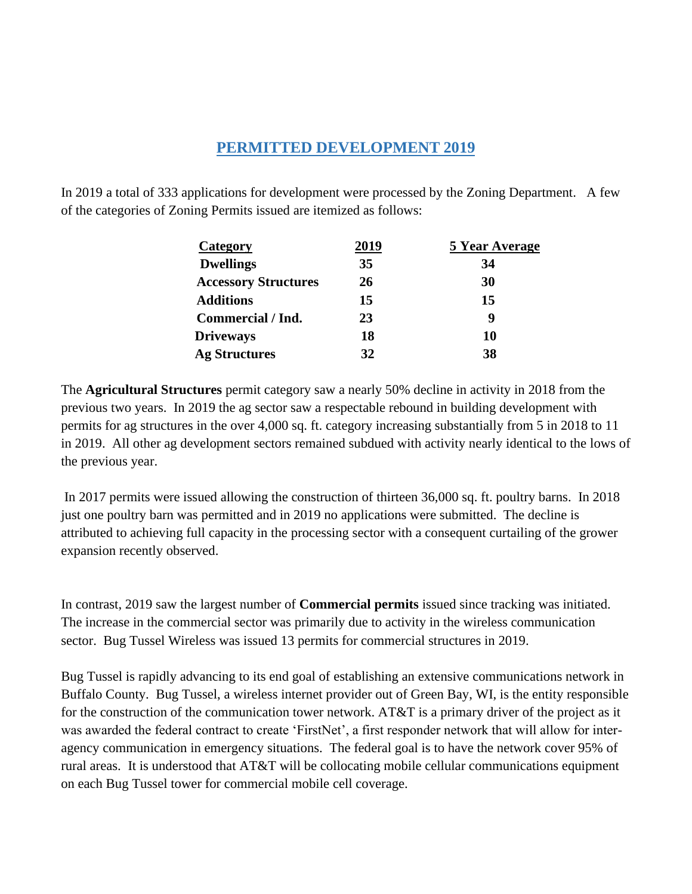## PERMITTED DEVELOPMENT 2019

In 2019 a total of 333 applications for development were processed by the Zoning Department. A few of the categories of Zoning Permits issued are itemized as follows:

| Category | 2019 | 5 Year Average |
|---|---|---|
| **Dwellings** | **35** | **34** |
| **Accessory Structures** | **26** | **30** |
| **Additions** | **15** | **15** |
| **Commercial / Ind.** | **23** | **9** |
| **Driveways** | **18** | **10** |
| **Ag Structures** | **32** | **38** |

The **Agricultural Structures** permit category saw a nearly 50% decline in activity in 2018 from the previous two years. In 2019 the ag sector saw a respectable rebound in building development with permits for ag structures in the over 4,000 sq. ft. category increasing substantially from 5 in 2018 to 11 in 2019. All other ag development sectors remained subdued with activity nearly identical to the lows of the previous year.

In 2017 permits were issued allowing the construction of thirteen 36,000 sq. ft. poultry barns. In 2018 just one poultry barn was permitted and in 2019 no applications were submitted. The decline is attributed to achieving full capacity in the processing sector with a consequent curtailing of the grower expansion recently observed.

In contrast, 2019 saw the largest number of **Commercial permits** issued since tracking was initiated. The increase in the commercial sector was primarily due to activity in the wireless communication sector. Bug Tussel Wireless was issued 13 permits for commercial structures in 2019.

Bug Tussel is rapidly advancing to its end goal of establishing an extensive communications network in Buffalo County. Bug Tussel, a wireless internet provider out of Green Bay, WI, is the entity responsible for the construction of the communication tower network. AT&T is a primary driver of the project as it was awarded the federal contract to create 'FirstNet', a first responder network that will allow for inter-agency communication in emergency situations. The federal goal is to have the network cover 95% of rural areas. It is understood that AT&T will be collocating mobile cellular communications equipment on each Bug Tussel tower for commercial mobile cell coverage.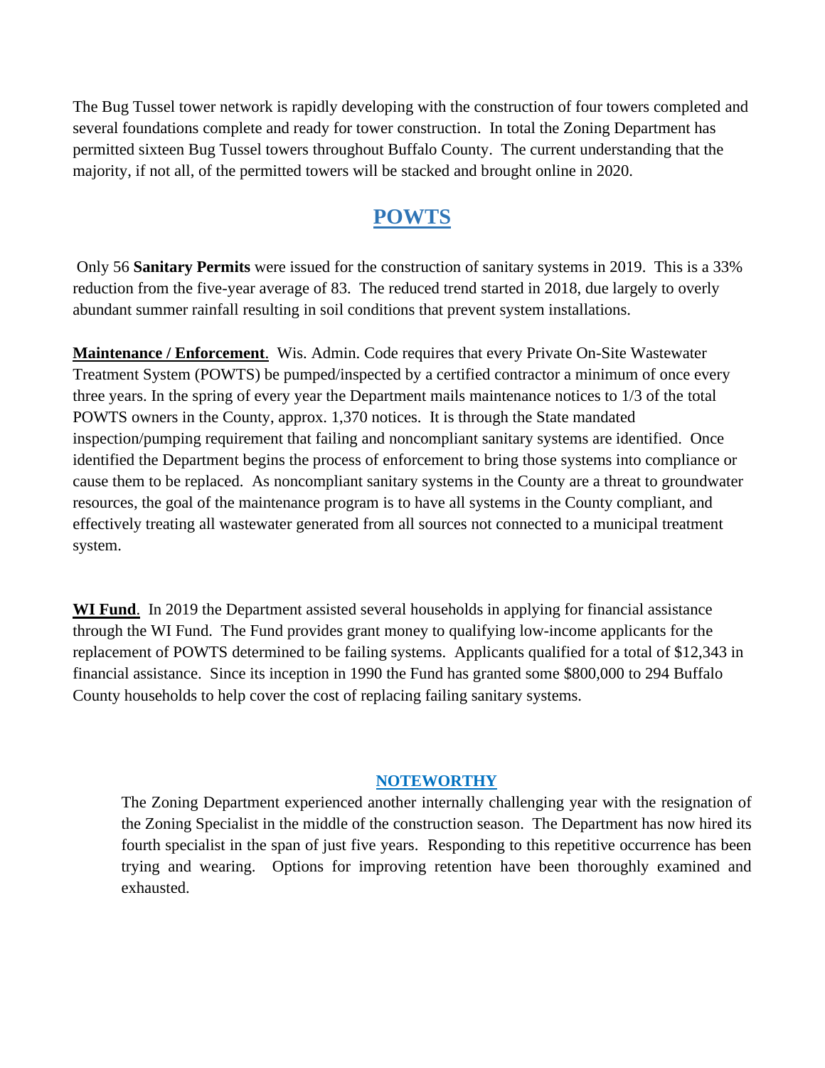The Bug Tussel tower network is rapidly developing with the construction of four towers completed and several foundations complete and ready for tower construction. In total the Zoning Department has permitted sixteen Bug Tussel towers throughout Buffalo County. The current understanding that the majority, if not all, of the permitted towers will be stacked and brought online in 2020.

## POWTS

Only 56 **Sanitary Permits** were issued for the construction of sanitary systems in 2019. This is a 33% reduction from the five-year average of 83. The reduced trend started in 2018, due largely to overly abundant summer rainfall resulting in soil conditions that prevent system installations.

**Maintenance / Enforcement**. Wis. Admin. Code requires that every Private On-Site Wastewater Treatment System (POWTS) be pumped/inspected by a certified contractor a minimum of once every three years. In the spring of every year the Department mails maintenance notices to 1/3 of the total POWTS owners in the County, approx. 1,370 notices. It is through the State mandated inspection/pumping requirement that failing and noncompliant sanitary systems are identified. Once identified the Department begins the process of enforcement to bring those systems into compliance or cause them to be replaced. As noncompliant sanitary systems in the County are a threat to groundwater resources, the goal of the maintenance program is to have all systems in the County compliant, and effectively treating all wastewater generated from all sources not connected to a municipal treatment system.

**WI Fund**. In 2019 the Department assisted several households in applying for financial assistance through the WI Fund. The Fund provides grant money to qualifying low-income applicants for the replacement of POWTS determined to be failing systems. Applicants qualified for a total of $12,343 in financial assistance. Since its inception in 1990 the Fund has granted some $800,000 to 294 Buffalo County households to help cover the cost of replacing failing sanitary systems.

### NOTEWORTHY

The Zoning Department experienced another internally challenging year with the resignation of the Zoning Specialist in the middle of the construction season. The Department has now hired its fourth specialist in the span of just five years. Responding to this repetitive occurrence has been trying and wearing. Options for improving retention have been thoroughly examined and exhausted.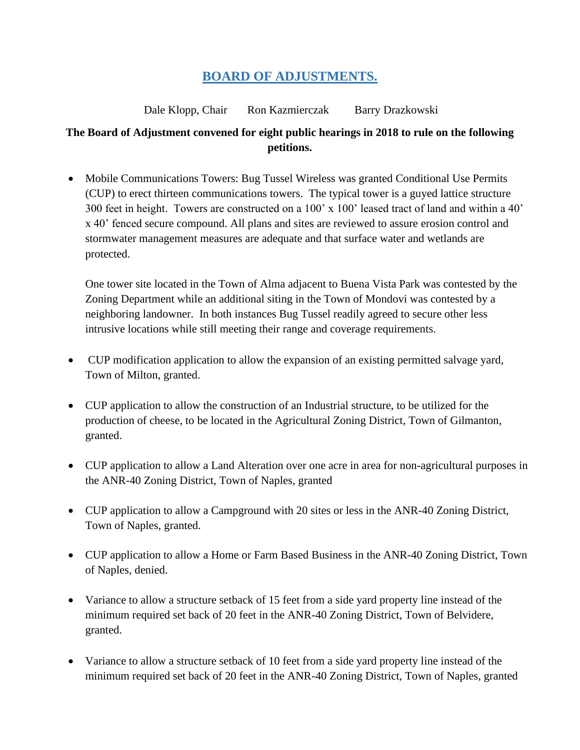# BOARD OF ADJUSTMENTS.

Dale Klopp, Chair    Ron Kazmierczak    Barry Drazkowski

**The Board of Adjustment convened for eight public hearings in 2018 to rule on the following petitions.**

- Mobile Communications Towers: Bug Tussel Wireless was granted Conditional Use Permits (CUP) to erect thirteen communications towers. The typical tower is a guyed lattice structure 300 feet in height. Towers are constructed on a 100' x 100' leased tract of land and within a 40' x 40' fenced secure compound. All plans and sites are reviewed to assure erosion control and stormwater management measures are adequate and that surface water and wetlands are protected.

  One tower site located in the Town of Alma adjacent to Buena Vista Park was contested by the Zoning Department while an additional siting in the Town of Mondovi was contested by a neighboring landowner. In both instances Bug Tussel readily agreed to secure other less intrusive locations while still meeting their range and coverage requirements.

- CUP modification application to allow the expansion of an existing permitted salvage yard, Town of Milton, granted.

- CUP application to allow the construction of an Industrial structure, to be utilized for the production of cheese, to be located in the Agricultural Zoning District, Town of Gilmanton, granted.

- CUP application to allow a Land Alteration over one acre in area for non-agricultural purposes in the ANR-40 Zoning District, Town of Naples, granted

- CUP application to allow a Campground with 20 sites or less in the ANR-40 Zoning District, Town of Naples, granted.

- CUP application to allow a Home or Farm Based Business in the ANR-40 Zoning District, Town of Naples, denied.

- Variance to allow a structure setback of 15 feet from a side yard property line instead of the minimum required set back of 20 feet in the ANR-40 Zoning District, Town of Belvidere, granted.

- Variance to allow a structure setback of 10 feet from a side yard property line instead of the minimum required set back of 20 feet in the ANR-40 Zoning District, Town of Naples, granted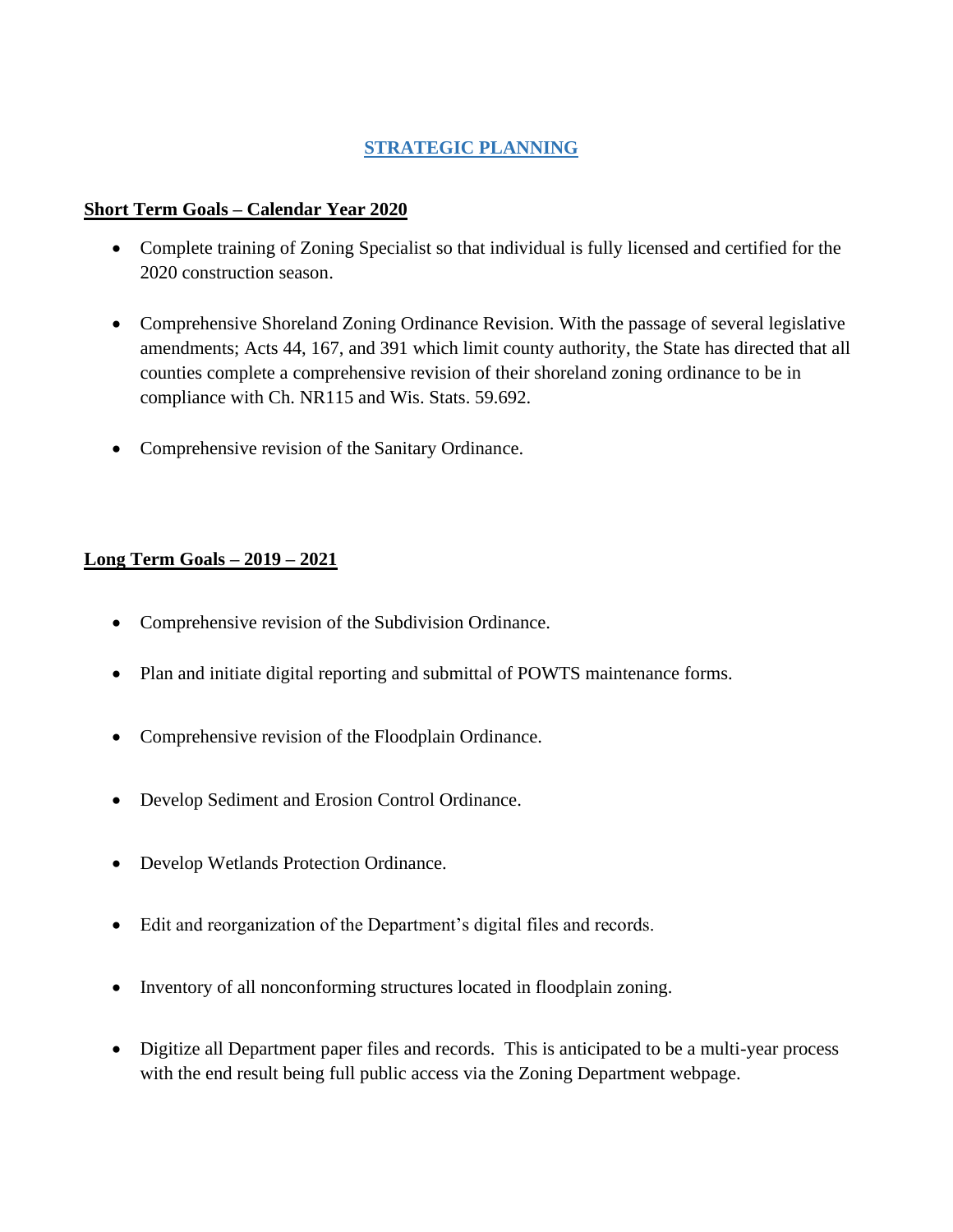# STRATEGIC PLANNING

## Short Term Goals – Calendar Year 2020

- Complete training of Zoning Specialist so that individual is fully licensed and certified for the 2020 construction season.
- Comprehensive Shoreland Zoning Ordinance Revision. With the passage of several legislative amendments; Acts 44, 167, and 391 which limit county authority, the State has directed that all counties complete a comprehensive revision of their shoreland zoning ordinance to be in compliance with Ch. NR115 and Wis. Stats. 59.692.
- Comprehensive revision of the Sanitary Ordinance.

## Long Term Goals – 2019 – 2021

- Comprehensive revision of the Subdivision Ordinance.
- Plan and initiate digital reporting and submittal of POWTS maintenance forms.
- Comprehensive revision of the Floodplain Ordinance.
- Develop Sediment and Erosion Control Ordinance.
- Develop Wetlands Protection Ordinance.
- Edit and reorganization of the Department's digital files and records.
- Inventory of all nonconforming structures located in floodplain zoning.
- Digitize all Department paper files and records. This is anticipated to be a multi-year process with the end result being full public access via the Zoning Department webpage.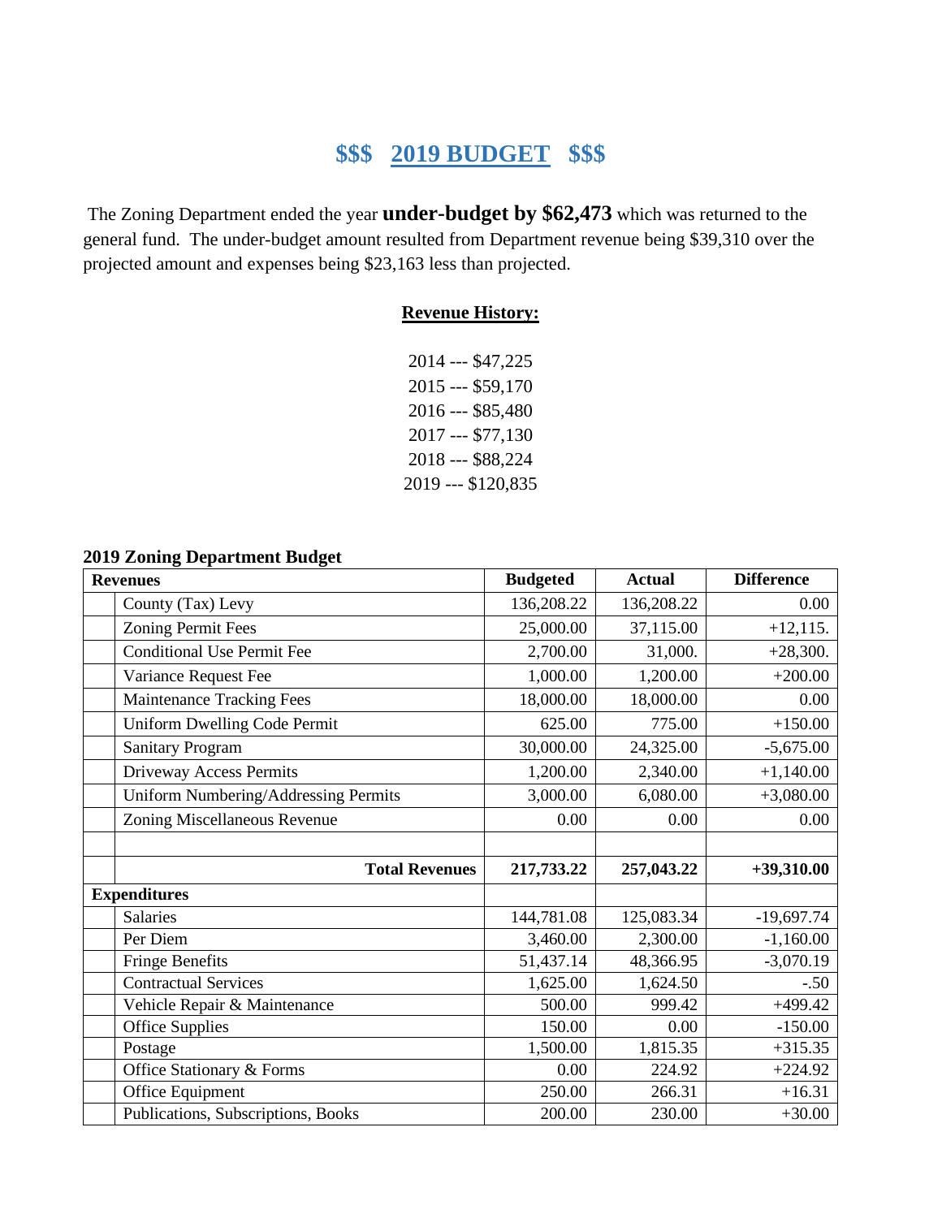# $$$ 2019 BUDGET $$$

The Zoning Department ended the year **under-budget by $62,473** which was returned to the general fund. The under-budget amount resulted from Department revenue being $39,310 over the projected amount and expenses being $23,163 less than projected.

**Revenue History:**

2014 --- $47,225
2015 --- $59,170
2016 --- $85,480
2017 --- $77,130
2018 --- $88,224
2019 --- $120,835

**2019 Zoning Department Budget**

| Revenues | | Budgeted | Actual | Difference |
|---|---|---|---|---|
| | County (Tax) Levy | 136,208.22 | 136,208.22 | 0.00 |
| | Zoning Permit Fees | 25,000.00 | 37,115.00 | +12,115. |
| | Conditional Use Permit Fee | 2,700.00 | 31,000. | +28,300. |
| | Variance Request Fee | 1,000.00 | 1,200.00 | +200.00 |
| | Maintenance Tracking Fees | 18,000.00 | 18,000.00 | 0.00 |
| | Uniform Dwelling Code Permit | 625.00 | 775.00 | +150.00 |
| | Sanitary Program | 30,000.00 | 24,325.00 | -5,675.00 |
| | Driveway Access Permits | 1,200.00 | 2,340.00 | +1,140.00 |
| | Uniform Numbering/Addressing Permits | 3,000.00 | 6,080.00 | +3,080.00 |
| | Zoning Miscellaneous Revenue | 0.00 | 0.00 | 0.00 |
| | | | | |
| | **Total Revenues** | **217,733.22** | **257,043.22** | **+39,310.00** |
| **Expenditures** | | | | |
| | Salaries | 144,781.08 | 125,083.34 | -19,697.74 |
| | Per Diem | 3,460.00 | 2,300.00 | -1,160.00 |
| | Fringe Benefits | 51,437.14 | 48,366.95 | -3,070.19 |
| | Contractual Services | 1,625.00 | 1,624.50 | -.50 |
| | Vehicle Repair & Maintenance | 500.00 | 999.42 | +499.42 |
| | Office Supplies | 150.00 | 0.00 | -150.00 |
| | Postage | 1,500.00 | 1,815.35 | +315.35 |
| | Office Stationary & Forms | 0.00 | 224.92 | +224.92 |
| | Office Equipment | 250.00 | 266.31 | +16.31 |
| | Publications, Subscriptions, Books | 200.00 | 230.00 | +30.00 |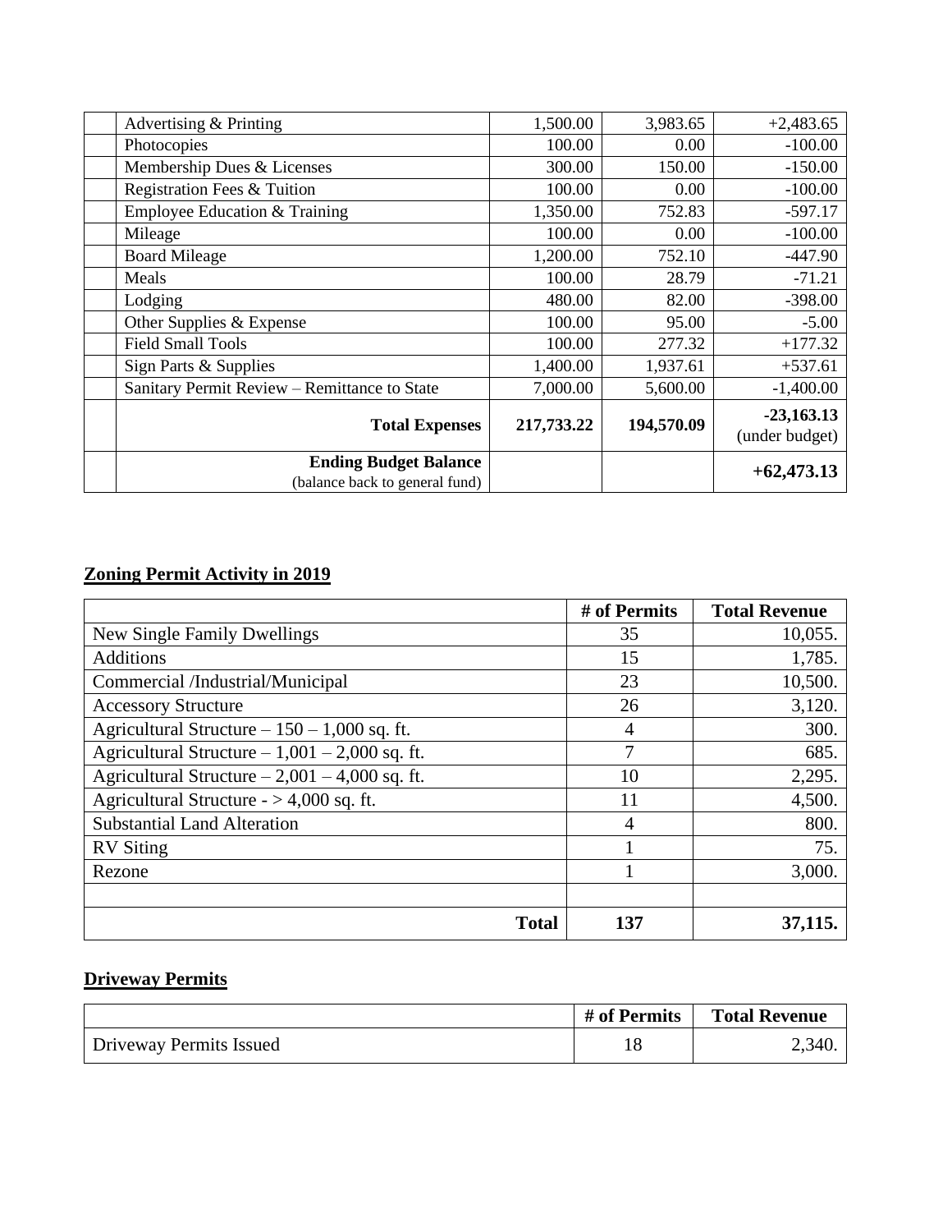| | | | | |
|---|---|---|---|---|
| | Advertising & Printing | 1,500.00 | 3,983.65 | +2,483.65 |
| | Photocopies | 100.00 | 0.00 | -100.00 |
| | Membership Dues & Licenses | 300.00 | 150.00 | -150.00 |
| | Registration Fees & Tuition | 100.00 | 0.00 | -100.00 |
| | Employee Education & Training | 1,350.00 | 752.83 | -597.17 |
| | Mileage | 100.00 | 0.00 | -100.00 |
| | Board Mileage | 1,200.00 | 752.10 | -447.90 |
| | Meals | 100.00 | 28.79 | -71.21 |
| | Lodging | 480.00 | 82.00 | -398.00 |
| | Other Supplies & Expense | 100.00 | 95.00 | -5.00 |
| | Field Small Tools | 100.00 | 277.32 | +177.32 |
| | Sign Parts & Supplies | 1,400.00 | 1,937.61 | +537.61 |
| | Sanitary Permit Review – Remittance to State | 7,000.00 | 5,600.00 | -1,400.00 |
| | **Total Expenses** | **217,733.22** | **194,570.09** | **-23,163.13** (under budget) |
| | **Ending Budget Balance** (balance back to general fund) | | | **+62,473.13** |

## Zoning Permit Activity in 2019

| | # of Permits | Total Revenue |
|---|---|---|
| New Single Family Dwellings | 35 | 10,055. |
| Additions | 15 | 1,785. |
| Commercial /Industrial/Municipal | 23 | 10,500. |
| Accessory Structure | 26 | 3,120. |
| Agricultural Structure – 150 – 1,000 sq. ft. | 4 | 300. |
| Agricultural Structure – 1,001 – 2,000 sq. ft. | 7 | 685. |
| Agricultural Structure – 2,001 – 4,000 sq. ft. | 10 | 2,295. |
| Agricultural Structure - > 4,000 sq. ft. | 11 | 4,500. |
| Substantial Land Alteration | 4 | 800. |
| RV Siting | 1 | 75. |
| Rezone | 1 | 3,000. |
| | | |
| **Total** | **137** | **37,115.** |

## Driveway Permits

| | # of Permits | Total Revenue |
|---|---|---|
| Driveway Permits Issued | 18 | 2,340. |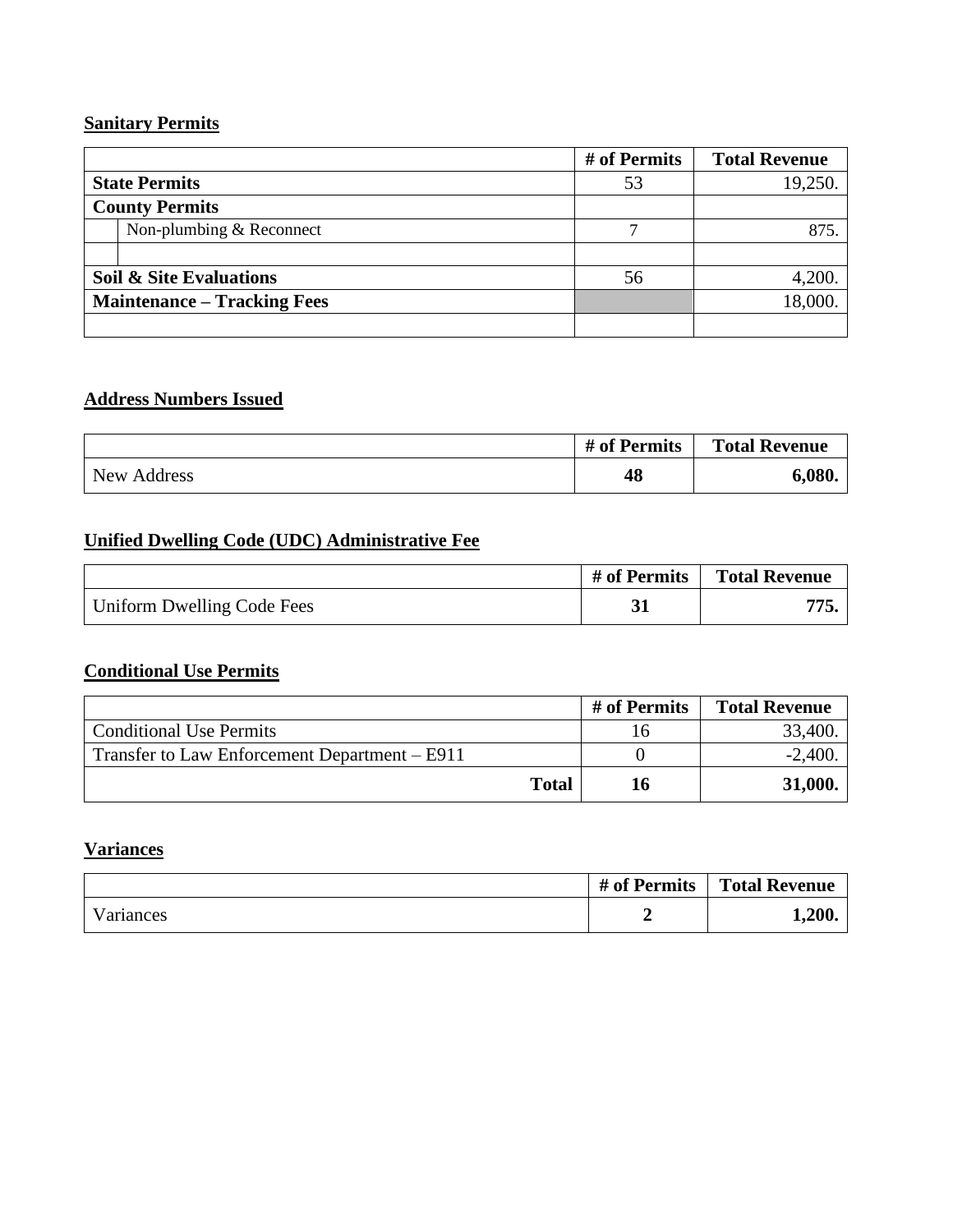**Sanitary Permits**

| | | # of Permits | Total Revenue |
|---|---|---|---|
| **State Permits** | | 53 | 19,250. |
| **County Permits** | | | |
| | Non-plumbing & Reconnect | 7 | 875. |
| | | | |
| **Soil & Site Evaluations** | | 56 | 4,200. |
| **Maintenance – Tracking Fees** | | | 18,000. |
| | | | |

**Address Numbers Issued**

| | # of Permits | Total Revenue |
|---|---|---|
| New Address | **48** | **6,080.** |

**Unified Dwelling Code (UDC) Administrative Fee**

| | # of Permits | Total Revenue |
|---|---|---|
| Uniform Dwelling Code Fees | **31** | **775.** |

**Conditional Use Permits**

| | # of Permits | Total Revenue |
|---|---|---|
| Conditional Use Permits | 16 | 33,400. |
| Transfer to Law Enforcement Department – E911 | 0 | -2,400. |
| **Total** | **16** | **31,000.** |

**Variances**

| | # of Permits | Total Revenue |
|---|---|---|
| Variances | **2** | **1,200.** |